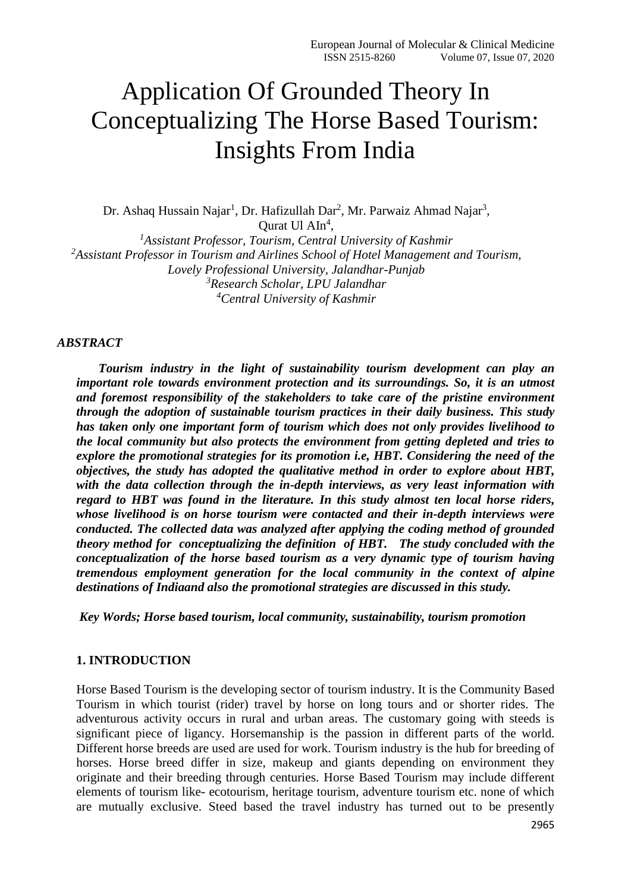# Application Of Grounded Theory In Conceptualizing The Horse Based Tourism: Insights From India

Dr. Ashaq Hussain Najar[1], Dr. Hafizullah Dar[2], Mr. Parwaiz Ahmad Najar[3], Qurat Ul AIn[4],

[1]*Assistant Professor, Tourism, Central University of Kashmir*
[2]*Assistant Professor in Tourism and Airlines School of Hotel Management and Tourism, Lovely Professional University, Jalandhar-Punjab*
[3]*Research Scholar, LPU Jalandhar*
[4]*Central University of Kashmir*

***ABSTRACT***

***Tourism industry in the light of sustainability tourism development can play an important role towards environment protection and its surroundings. So, it is an utmost and foremost responsibility of the stakeholders to take care of the pristine environment through the adoption of sustainable tourism practices in their daily business. This study has taken only one important form of tourism which does not only provides livelihood to the local community but also protects the environment from getting depleted and tries to explore the promotional strategies for its promotion i.e, HBT. Considering the need of the objectives, the study has adopted the qualitative method in order to explore about HBT, with the data collection through the in-depth interviews, as very least information with regard to HBT was found in the literature. In this study almost ten local horse riders, whose livelihood is on horse tourism were contacted and their in-depth interviews were conducted. The collected data was analyzed after applying the coding method of grounded theory method for conceptualizing the definition of HBT. The study concluded with the conceptualization of the horse based tourism as a very dynamic type of tourism having tremendous employment generation for the local community in the context of alpine destinations of Indiaand also the promotional strategies are discussed in this study.***

***Key Words; Horse based tourism, local community, sustainability, tourism promotion***

## 1. INTRODUCTION

Horse Based Tourism is the developing sector of tourism industry. It is the Community Based Tourism in which tourist (rider) travel by horse on long tours and or shorter rides. The adventurous activity occurs in rural and urban areas. The customary going with steeds is significant piece of ligancy. Horsemanship is the passion in different parts of the world. Different horse breeds are used are used for work. Tourism industry is the hub for breeding of horses. Horse breed differ in size, makeup and giants depending on environment they originate and their breeding through centuries. Horse Based Tourism may include different elements of tourism like- ecotourism, heritage tourism, adventure tourism etc. none of which are mutually exclusive. Steed based the travel industry has turned out to be presently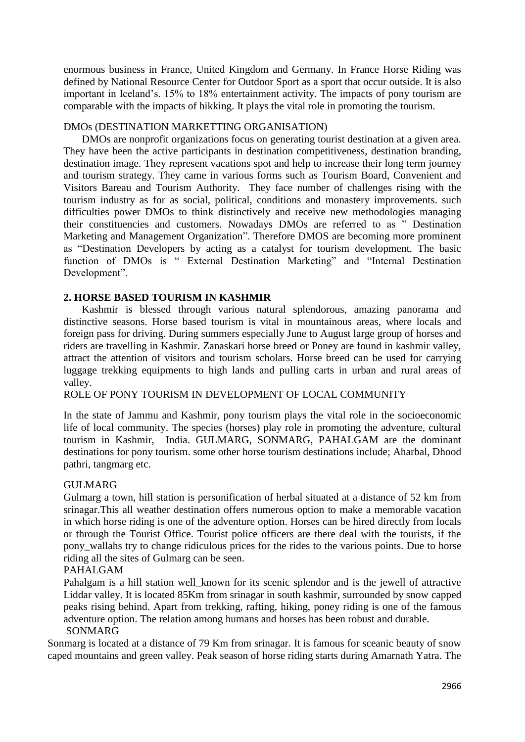enormous business in France, United Kingdom and Germany. In France Horse Riding was defined by National Resource Center for Outdoor Sport as a sport that occur outside. It is also important in Iceland's. 15% to 18% entertainment activity. The impacts of pony tourism are comparable with the impacts of hikking. It plays the vital role in promoting the tourism.

### DMOs (DESTINATION MARKETTING ORGANISATION)

DMOs are nonprofit organizations focus on generating tourist destination at a given area. They have been the active participants in destination competitiveness, destination branding, destination image. They represent vacations spot and help to increase their long term journey and tourism strategy. They came in various forms such as Tourism Board, Convenient and Visitors Bareau and Tourism Authority. They face number of challenges rising with the tourism industry as for as social, political, conditions and monastery improvements. such difficulties power DMOs to think distinctively and receive new methodologies managing their constituencies and customers. Nowadays DMOs are referred to as " Destination Marketing and Management Organization". Therefore DMOS are becoming more prominent as "Destination Developers by acting as a catalyst for tourism development. The basic function of DMOs is " External Destination Marketing" and "Internal Destination Development".

## 2. HORSE BASED TOURISM IN KASHMIR

Kashmir is blessed through various natural splendorous, amazing panorama and distinctive seasons. Horse based tourism is vital in mountainous areas, where locals and foreign pass for driving. During summers especially June to August large group of horses and riders are travelling in Kashmir. Zanaskari horse breed or Poney are found in kashmir valley, attract the attention of visitors and tourism scholars. Horse breed can be used for carrying luggage trekking equipments to high lands and pulling carts in urban and rural areas of valley.

### ROLE OF PONY TOURISM IN DEVELOPMENT OF LOCAL COMMUNITY

In the state of Jammu and Kashmir, pony tourism plays the vital role in the socioeconomic life of local community. The species (horses) play role in promoting the adventure, cultural tourism in Kashmir, India. GULMARG, SONMARG, PAHALGAM are the dominant destinations for pony tourism. some other horse tourism destinations include; Aharbal, Dhood pathri, tangmarg etc.

### GULMARG

Gulmarg a town, hill station is personification of herbal situated at a distance of 52 km from srinagar.This all weather destination offers numerous option to make a memorable vacation in which horse riding is one of the adventure option. Horses can be hired directly from locals or through the Tourist Office. Tourist police officers are there deal with the tourists, if the pony_wallahs try to change ridiculous prices for the rides to the various points. Due to horse riding all the sites of Gulmarg can be seen.

### PAHALGAM

Pahalgam is a hill station well_known for its scenic splendor and is the jewell of attractive Liddar valley. It is located 85Km from srinagar in south kashmir, surrounded by snow capped peaks rising behind. Apart from trekking, rafting, hiking, poney riding is one of the famous adventure option. The relation among humans and horses has been robust and durable.

### SONMARG

Sonmarg is located at a distance of 79 Km from srinagar. It is famous for sceanic beauty of snow caped mountains and green valley. Peak season of horse riding starts during Amarnath Yatra. The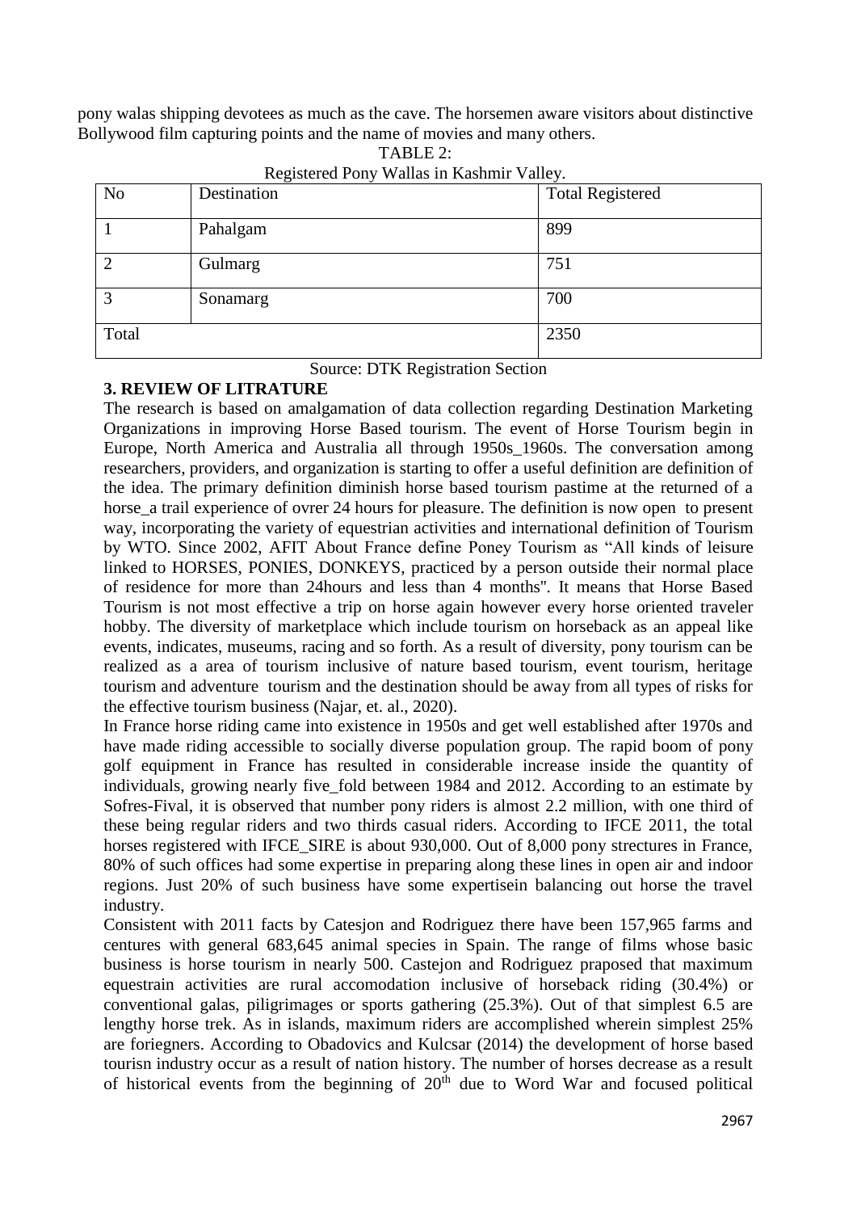pony walas shipping devotees as much as the cave. The horsemen aware visitors about distinctive Bollywood film capturing points and the name of movies and many others.

TABLE 2:
Registered Pony Wallas in Kashmir Valley.

| No | Destination | Total Registered |
|---|---|---|
| 1 | Pahalgam | 899 |
| 2 | Gulmarg | 751 |
| 3 | Sonamarg | 700 |
| Total | | 2350 |

Source: DTK Registration Section

### 3. REVIEW OF LITRATURE

The research is based on amalgamation of data collection regarding Destination Marketing Organizations in improving Horse Based tourism. The event of Horse Tourism begin in Europe, North America and Australia all through 1950s_1960s. The conversation among researchers, providers, and organization is starting to offer a useful definition are definition of the idea. The primary definition diminish horse based tourism pastime at the returned of a horse_a trail experience of ovrer 24 hours for pleasure. The definition is now open to present way, incorporating the variety of equestrian activities and international definition of Tourism by WTO. Since 2002, AFIT About France define Poney Tourism as "All kinds of leisure linked to HORSES, PONIES, DONKEYS, practiced by a person outside their normal place of residence for more than 24hours and less than 4 months". It means that Horse Based Tourism is not most effective a trip on horse again however every horse oriented traveler hobby. The diversity of marketplace which include tourism on horseback as an appeal like events, indicates, museums, racing and so forth. As a result of diversity, pony tourism can be realized as a area of tourism inclusive of nature based tourism, event tourism, heritage tourism and adventure tourism and the destination should be away from all types of risks for the effective tourism business (Najar, et. al., 2020).

In France horse riding came into existence in 1950s and get well established after 1970s and have made riding accessible to socially diverse population group. The rapid boom of pony golf equipment in France has resulted in considerable increase inside the quantity of individuals, growing nearly five_fold between 1984 and 2012. According to an estimate by Sofres-Fival, it is observed that number pony riders is almost 2.2 million, with one third of these being regular riders and two thirds casual riders. According to IFCE 2011, the total horses registered with IFCE_SIRE is about 930,000. Out of 8,000 pony strectures in France, 80% of such offices had some expertise in preparing along these lines in open air and indoor regions. Just 20% of such business have some expertisein balancing out horse the travel industry.

Consistent with 2011 facts by Catesjon and Rodriguez there have been 157,965 farms and centures with general 683,645 animal species in Spain. The range of films whose basic business is horse tourism in nearly 500. Castejon and Rodriguez praposed that maximum equestrain activities are rural accomodation inclusive of horseback riding (30.4%) or conventional galas, piligrimages or sports gathering (25.3%). Out of that simplest 6.5 are lengthy horse trek. As in islands, maximum riders are accomplished wherein simplest 25% are foriegners. According to Obadovics and Kulcsar (2014) the development of horse based tourisn industry occur as a result of nation history. The number of horses decrease as a result of historical events from the beginning of $20^{th}$ due to Word War and focused political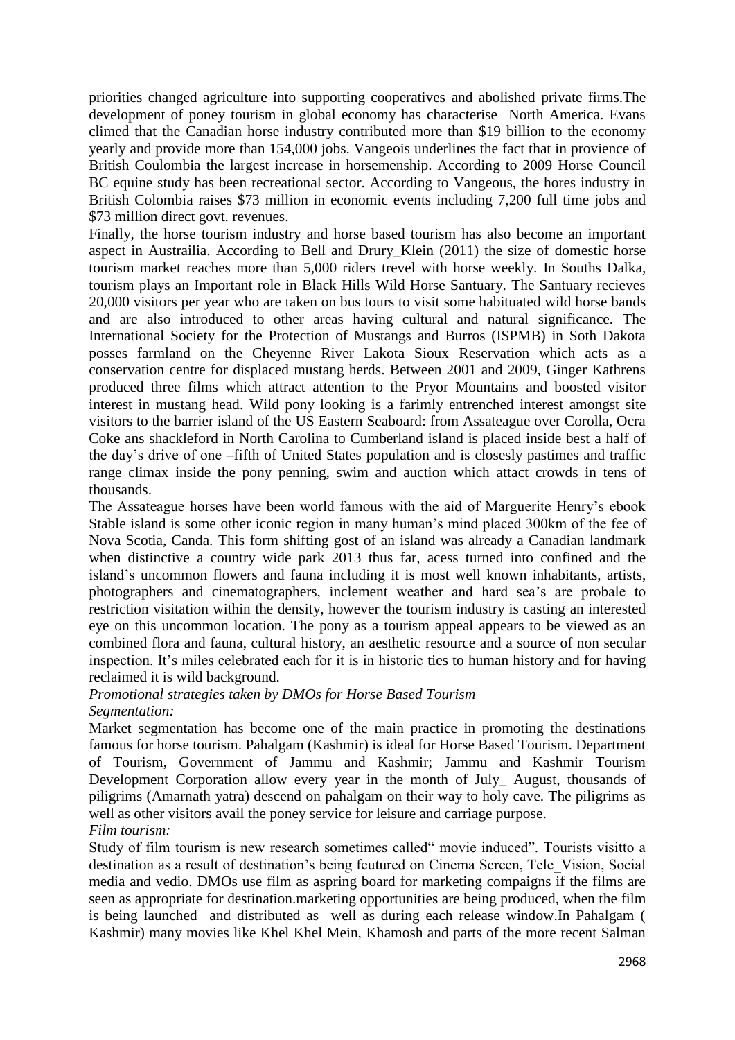priorities changed agriculture into supporting cooperatives and abolished private firms.The development of poney tourism in global economy has characterise North America. Evans climed that the Canadian horse industry contributed more than $19 billion to the economy yearly and provide more than 154,000 jobs. Vangeois underlines the fact that in provience of British Coulombia the largest increase in horsemenship. According to 2009 Horse Council BC equine study has been recreational sector. According to Vangeous, the hores industry in British Colombia raises $73 million in economic events including 7,200 full time jobs and $73 million direct govt. revenues.

Finally, the horse tourism industry and horse based tourism has also become an important aspect in Austrailia. According to Bell and Drury_Klein (2011) the size of domestic horse tourism market reaches more than 5,000 riders trevel with horse weekly. In Souths Dalka, tourism plays an Important role in Black Hills Wild Horse Santuary. The Santuary recieves 20,000 visitors per year who are taken on bus tours to visit some habituated wild horse bands and are also introduced to other areas having cultural and natural significance. The International Society for the Protection of Mustangs and Burros (ISPMB) in Soth Dakota posses farmland on the Cheyenne River Lakota Sioux Reservation which acts as a conservation centre for displaced mustang herds. Between 2001 and 2009, Ginger Kathrens produced three films which attract attention to the Pryor Mountains and boosted visitor interest in mustang head. Wild pony looking is a farimly entrenched interest amongst site visitors to the barrier island of the US Eastern Seaboard: from Assateague over Corolla, Ocra Coke ans shackleford in North Carolina to Cumberland island is placed inside best a half of the day's drive of one –fifth of United States population and is closesly pastimes and traffic range climax inside the pony penning, swim and auction which attact crowds in tens of thousands.

The Assateague horses have been world famous with the aid of Marguerite Henry's ebook Stable island is some other iconic region in many human's mind placed 300km of the fee of Nova Scotia, Canda. This form shifting gost of an island was already a Canadian landmark when distinctive a country wide park 2013 thus far, acess turned into confined and the island's uncommon flowers and fauna including it is most well known inhabitants, artists, photographers and cinematographers, inclement weather and hard sea's are probale to restriction visitation within the density, however the tourism industry is casting an interested eye on this uncommon location. The pony as a tourism appeal appears to be viewed as an combined flora and fauna, cultural history, an aesthetic resource and a source of non secular inspection. It's miles celebrated each for it is in historic ties to human history and for having reclaimed it is wild background.

*Promotional strategies taken by DMOs for Horse Based Tourism*

*Segmentation:*

Market segmentation has become one of the main practice in promoting the destinations famous for horse tourism. Pahalgam (Kashmir) is ideal for Horse Based Tourism. Department of Tourism, Government of Jammu and Kashmir; Jammu and Kashmir Tourism Development Corporation allow every year in the month of July_ August, thousands of piligrims (Amarnath yatra) descend on pahalgam on their way to holy cave. The piligrims as well as other visitors avail the poney service for leisure and carriage purpose.

*Film tourism:*

Study of film tourism is new research sometimes called" movie induced". Tourists visitto a destination as a result of destination's being feutured on Cinema Screen, Tele_Vision, Social media and vedio. DMOs use film as aspring board for marketing compaigns if the films are seen as appropriate for destination.marketing opportunities are being produced, when the film is being launched and distributed as well as during each release window.In Pahalgam ( Kashmir) many movies like Khel Khel Mein, Khamosh and parts of the more recent Salman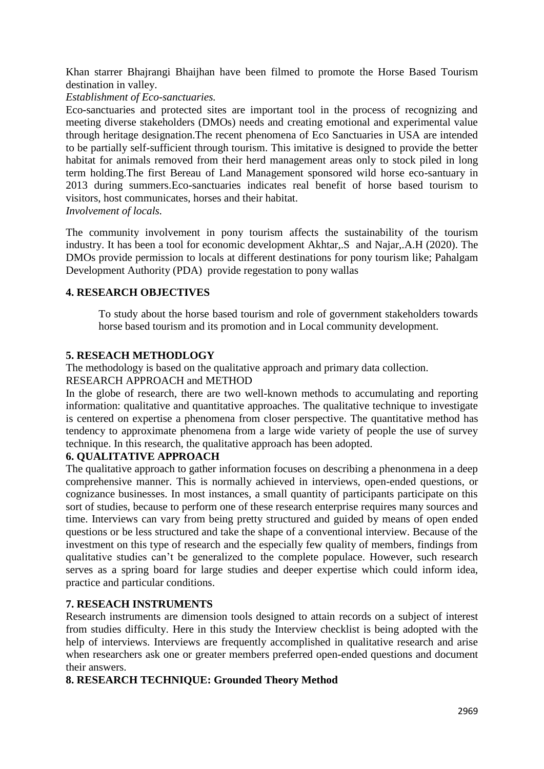Khan starrer Bhajrangi Bhaijhan have been filmed to promote the Horse Based Tourism destination in valley.

*Establishment of Eco-sanctuaries.*

Eco-sanctuaries and protected sites are important tool in the process of recognizing and meeting diverse stakeholders (DMOs) needs and creating emotional and experimental value through heritage designation.The recent phenomena of Eco Sanctuaries in USA are intended to be partially self-sufficient through tourism. This imitative is designed to provide the better habitat for animals removed from their herd management areas only to stock piled in long term holding.The first Bereau of Land Management sponsored wild horse eco-santuary in 2013 during summers.Eco-sanctuaries indicates real benefit of horse based tourism to visitors, host communicates, horses and their habitat.

*Involvement of locals.*

The community involvement in pony tourism affects the sustainability of the tourism industry. It has been a tool for economic development Akhtar,.S and Najar,.A.H (2020). The DMOs provide permission to locals at different destinations for pony tourism like; Pahalgam Development Authority (PDA) provide regestation to pony wallas

## 4. RESEARCH OBJECTIVES

To study about the horse based tourism and role of government stakeholders towards horse based tourism and its promotion and in Local community development.

## 5. RESEACH METHODLGY

The methodology is based on the qualitative approach and primary data collection.

RESEARCH APPROACH and METHOD

In the globe of research, there are two well-known methods to accumulating and reporting information: qualitative and quantitative approaches. The qualitative technique to investigate is centered on expertise a phenomena from closer perspective. The quantitative method has tendency to approximate phenomena from a large wide variety of people the use of survey technique. In this research, the qualitative approach has been adopted.

## 6. QUALITATIVE APPROACH

The qualitative approach to gather information focuses on describing a phenonmena in a deep comprehensive manner. This is normally achieved in interviews, open-ended questions, or cognizance businesses. In most instances, a small quantity of participants participate on this sort of studies, because to perform one of these research enterprise requires many sources and time. Interviews can vary from being pretty structured and guided by means of open ended questions or be less structured and take the shape of a conventional interview. Because of the investment on this type of research and the especially few quality of members, findings from qualitative studies can't be generalized to the complete populace. However, such research serves as a spring board for large studies and deeper expertise which could inform idea, practice and particular conditions.

## 7. RESEACH INSTRUMENTS

Research instruments are dimension tools designed to attain records on a subject of interest from studies difficulty. Here in this study the Interview checklist is being adopted with the help of interviews. Interviews are frequently accomplished in qualitative research and arise when researchers ask one or greater members preferred open-ended questions and document their answers.

## 8. RESEARCH TECHNIQUE: Grounded Theory Method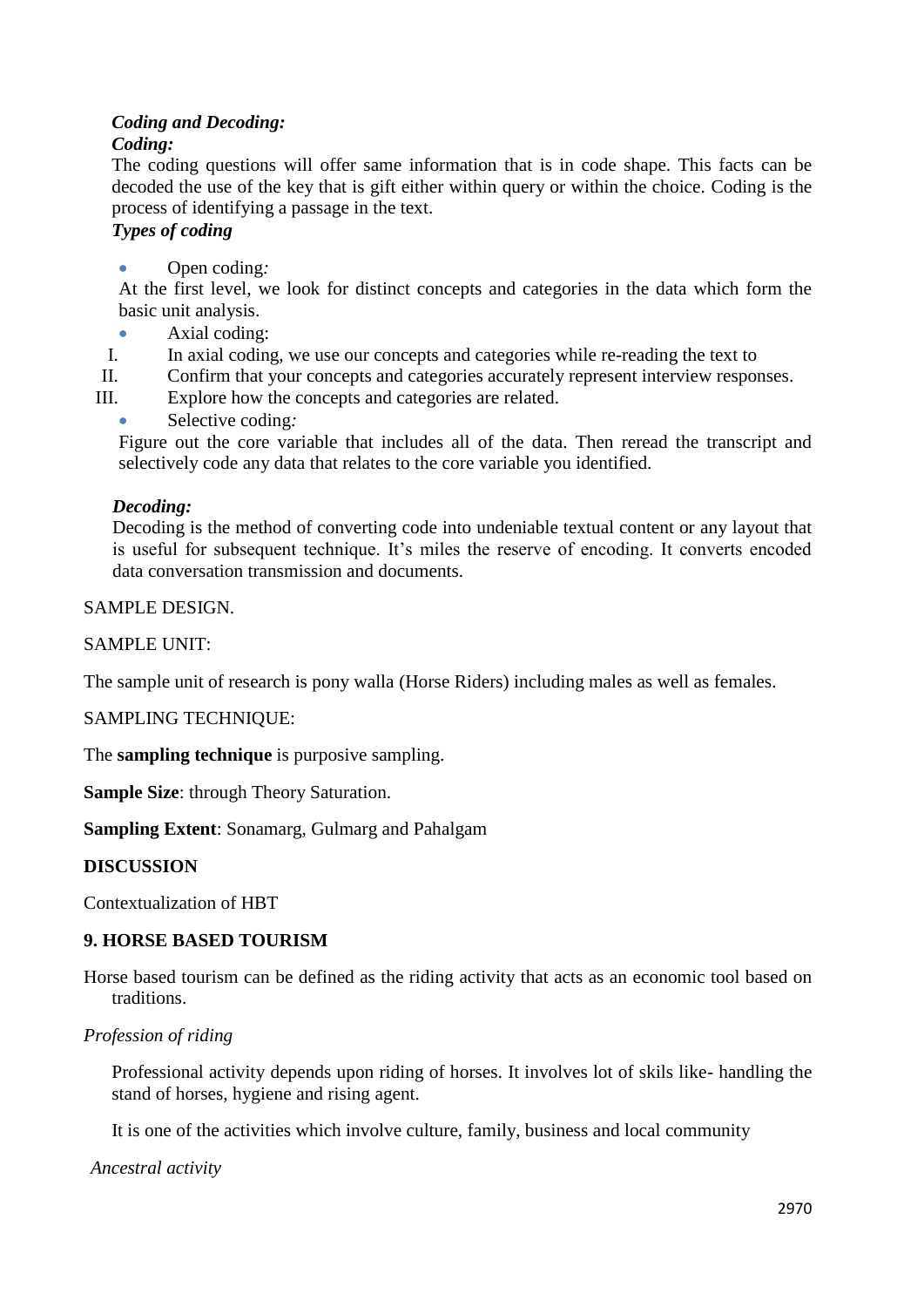***Coding and Decoding:***

***Coding:***

The coding questions will offer same information that is in code shape. This facts can be decoded the use of the key that is gift either within query or within the choice. Coding is the process of identifying a passage in the text.

***Types of coding***

- Open coding*:*

At the first level, we look for distinct concepts and categories in the data which form the basic unit analysis.

- Axial coding:

I. In axial coding, we use our concepts and categories while re-reading the text to

II. Confirm that your concepts and categories accurately represent interview responses.

III. Explore how the concepts and categories are related.

- Selective coding*:*

Figure out the core variable that includes all of the data. Then reread the transcript and selectively code any data that relates to the core variable you identified.

***Decoding:***

Decoding is the method of converting code into undeniable textual content or any layout that is useful for subsequent technique. It's miles the reserve of encoding. It converts encoded data conversation transmission and documents.

SAMPLE DESIGN.

SAMPLE UNIT:

The sample unit of research is pony walla (Horse Riders) including males as well as females.

SAMPLING TECHNIQUE:

The **sampling technique** is purposive sampling.

**Sample Size**: through Theory Saturation.

**Sampling Extent**: Sonamarg, Gulmarg and Pahalgam

**DISCUSSION**

Contextualization of HBT

**9. HORSE BASED TOURISM**

Horse based tourism can be defined as the riding activity that acts as an economic tool based on traditions.

*Profession of riding*

Professional activity depends upon riding of horses. It involves lot of skils like- handling the stand of horses, hygiene and rising agent.

It is one of the activities which involve culture, family, business and local community

*Ancestral activity*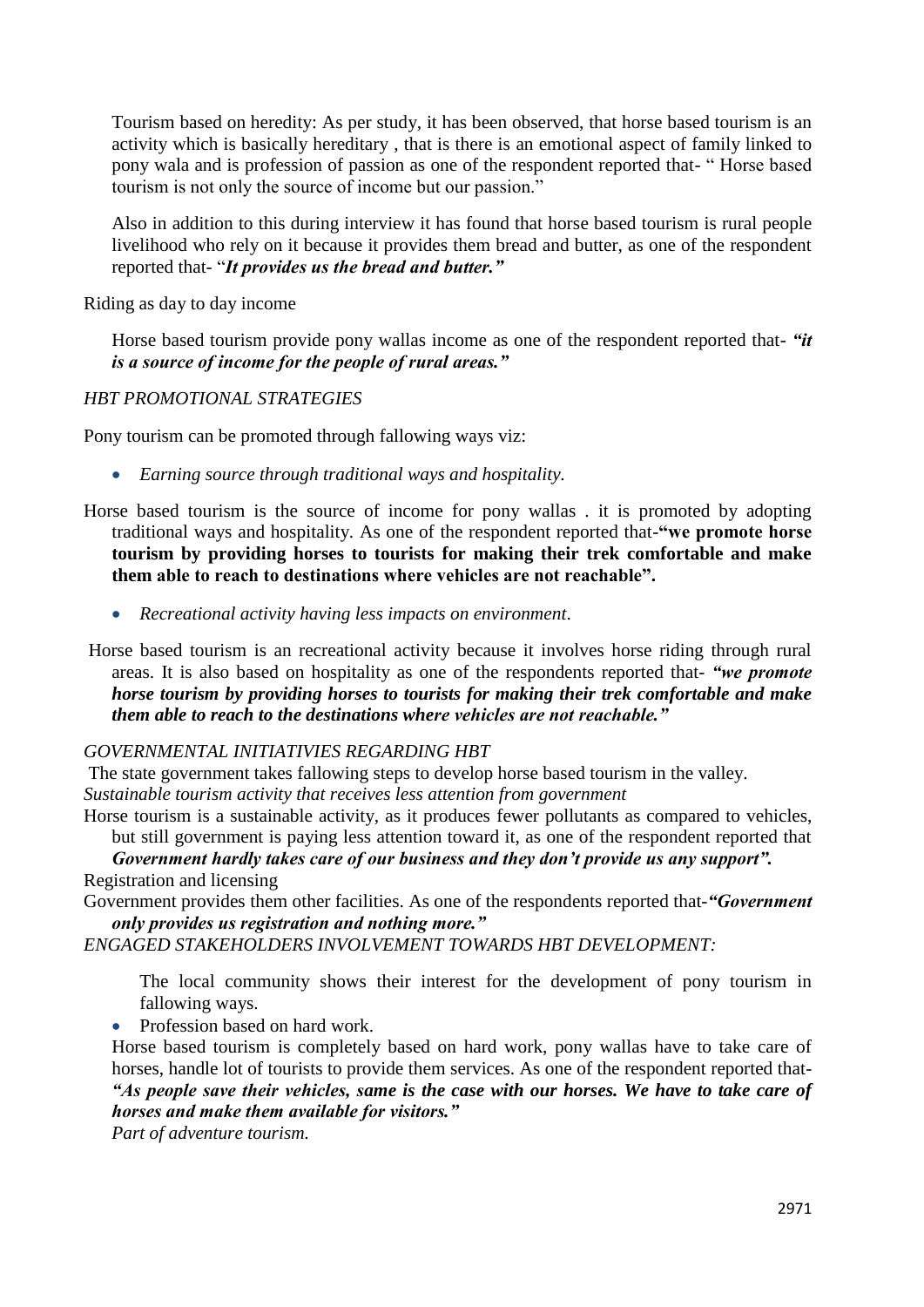Tourism based on heredity: As per study, it has been observed, that horse based tourism is an activity which is basically hereditary , that is there is an emotional aspect of family linked to pony wala and is profession of passion as one of the respondent reported that- " Horse based tourism is not only the source of income but our passion."

Also in addition to this during interview it has found that horse based tourism is rural people livelihood who rely on it because it provides them bread and butter, as one of the respondent reported that- "***It provides us the bread and butter.***"

Riding as day to day income

Horse based tourism provide pony wallas income as one of the respondent reported that- ***"it is a source of income for the people of rural areas."***

*HBT PROMOTIONAL STRATEGIES*

Pony tourism can be promoted through fallowing ways viz:

- *Earning source through traditional ways and hospitality.*

Horse based tourism is the source of income for pony wallas . it is promoted by adopting traditional ways and hospitality. As one of the respondent reported that-**"we promote horse tourism by providing horses to tourists for making their trek comfortable and make them able to reach to destinations where vehicles are not reachable".**

- *Recreational activity having less impacts on environment*.

Horse based tourism is an recreational activity because it involves horse riding through rural areas. It is also based on hospitality as one of the respondents reported that- ***"we promote horse tourism by providing horses to tourists for making their trek comfortable and make them able to reach to the destinations where vehicles are not reachable."***

*GOVERNMENTAL INITIATIVIES REGARDING HBT*

The state government takes fallowing steps to develop horse based tourism in the valley.

*Sustainable tourism activity that receives less attention from government*

Horse tourism is a sustainable activity, as it produces fewer pollutants as compared to vehicles, but still government is paying less attention toward it, as one of the respondent reported that ***Government hardly takes care of our business and they don't provide us any support".***

Registration and licensing

Government provides them other facilities. As one of the respondents reported that-***"Government only provides us registration and nothing more."***

*ENGAGED STAKEHOLDERS INVOLVEMENT TOWARDS HBT DEVELOPMENT:*

The local community shows their interest for the development of pony tourism in fallowing ways.

- Profession based on hard work.

Horse based tourism is completely based on hard work, pony wallas have to take care of horses, handle lot of tourists to provide them services. As one of the respondent reported that- ***"As people save their vehicles, same is the case with our horses. We have to take care of horses and make them available for visitors."***

*Part of adventure tourism.*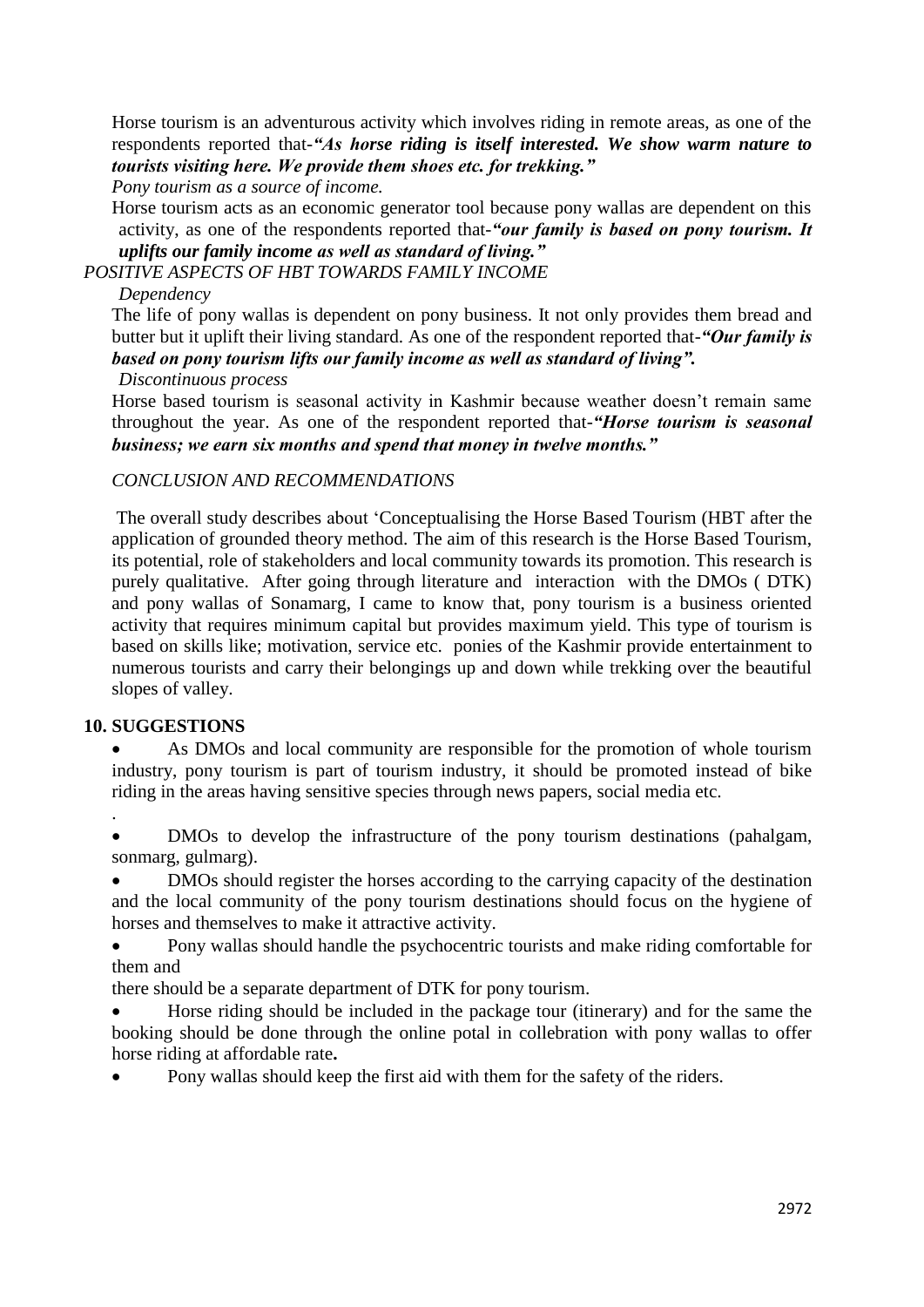Horse tourism is an adventurous activity which involves riding in remote areas, as one of the respondents reported that-***"As horse riding is itself interested. We show warm nature to tourists visiting here. We provide them shoes etc. for trekking."***

*Pony tourism as a source of income.*

Horse tourism acts as an economic generator tool because pony wallas are dependent on this activity, as one of the respondents reported that-***"our family is based on pony tourism. It uplifts our family income as well as standard of living."***

*POSITIVE ASPECTS OF HBT TOWARDS FAMILY INCOME*

*Dependency*

The life of pony wallas is dependent on pony business. It not only provides them bread and butter but it uplift their living standard. As one of the respondent reported that-***"Our family is based on pony tourism lifts our family income as well as standard of living".***

*Discontinuous process*

Horse based tourism is seasonal activity in Kashmir because weather doesn't remain same throughout the year. As one of the respondent reported that-***"Horse tourism is seasonal business; we earn six months and spend that money in twelve months."***

*CONCLUSION AND RECOMMENDATIONS*

The overall study describes about 'Conceptualising the Horse Based Tourism (HBT after the application of grounded theory method. The aim of this research is the Horse Based Tourism, its potential, role of stakeholders and local community towards its promotion. This research is purely qualitative. After going through literature and interaction with the DMOs ( DTK) and pony wallas of Sonamarg, I came to know that, pony tourism is a business oriented activity that requires minimum capital but provides maximum yield. This type of tourism is based on skills like; motivation, service etc. ponies of the Kashmir provide entertainment to numerous tourists and carry their belongings up and down while trekking over the beautiful slopes of valley.

## 10. SUGGESTIONS

- As DMOs and local community are responsible for the promotion of whole tourism industry, pony tourism is part of tourism industry, it should be promoted instead of bike riding in the areas having sensitive species through news papers, social media etc.

.

- DMOs to develop the infrastructure of the pony tourism destinations (pahalgam, sonmarg, gulmarg).
- DMOs should register the horses according to the carrying capacity of the destination and the local community of the pony tourism destinations should focus on the hygiene of horses and themselves to make it attractive activity.
- Pony wallas should handle the psychocentric tourists and make riding comfortable for them and

there should be a separate department of DTK for pony tourism.

- Horse riding should be included in the package tour (itinerary) and for the same the booking should be done through the online potal in collebration with pony wallas to offer horse riding at affordable rate**.**
- Pony wallas should keep the first aid with them for the safety of the riders.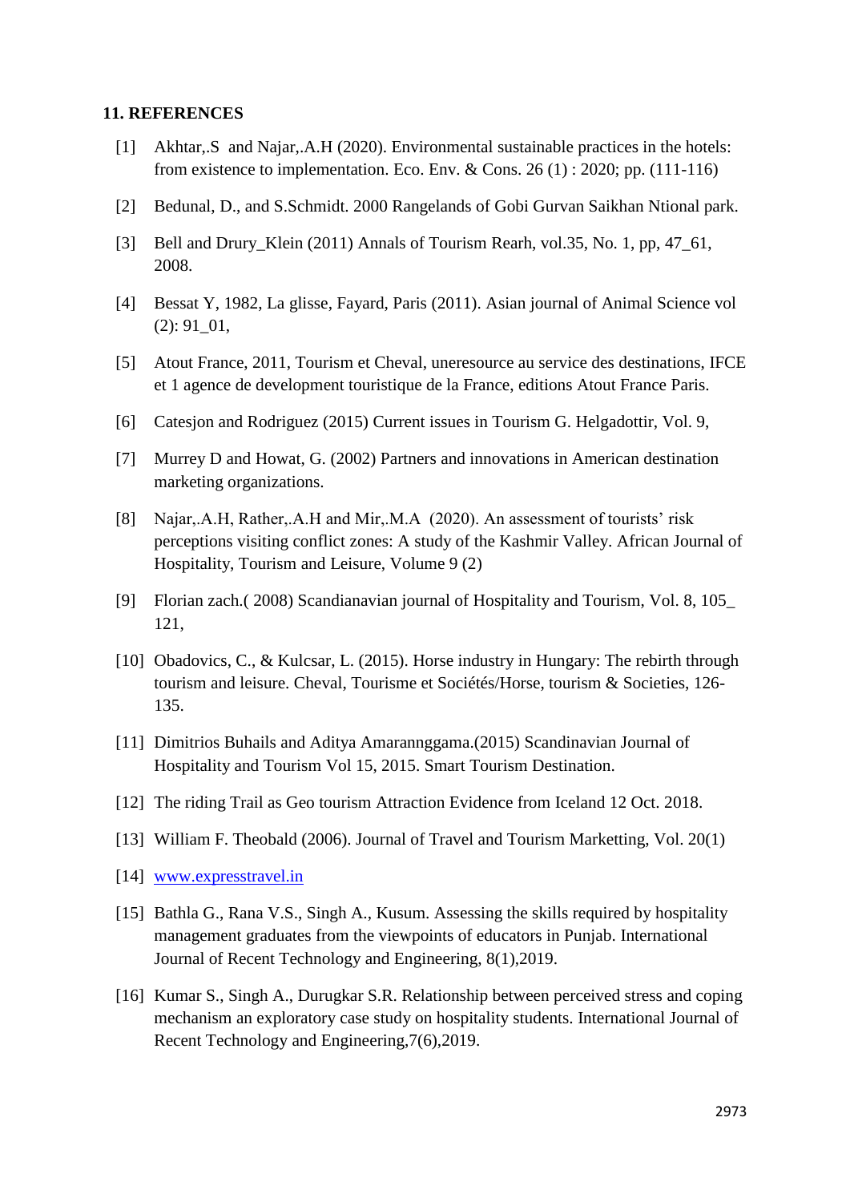## 11. REFERENCES

[1] Akhtar,.S and Najar,.A.H (2020). Environmental sustainable practices in the hotels: from existence to implementation. Eco. Env. & Cons. 26 (1) : 2020; pp. (111-116)

[2] Bedunal, D., and S.Schmidt. 2000 Rangelands of Gobi Gurvan Saikhan Ntional park.

[3] Bell and Drury_Klein (2011) Annals of Tourism Rearh, vol.35, No. 1, pp, 47_61, 2008.

[4] Bessat Y, 1982, La glisse, Fayard, Paris (2011). Asian journal of Animal Science vol (2): 91_01,

[5] Atout France, 2011, Tourism et Cheval, uneresource au service des destinations, IFCE et 1 agence de development touristique de la France, editions Atout France Paris.

[6] Catesjon and Rodriguez (2015) Current issues in Tourism G. Helgadottir, Vol. 9,

[7] Murrey D and Howat, G. (2002) Partners and innovations in American destination marketing organizations.

[8] Najar,.A.H, Rather,.A.H and Mir,.M.A (2020). An assessment of tourists' risk perceptions visiting conflict zones: A study of the Kashmir Valley. African Journal of Hospitality, Tourism and Leisure, Volume 9 (2)

[9] Florian zach.( 2008) Scandianavian journal of Hospitality and Tourism, Vol. 8, 105_ 121,

[10] Obadovics, C., & Kulcsar, L. (2015). Horse industry in Hungary: The rebirth through tourism and leisure. Cheval, Tourisme et Sociétés/Horse, tourism & Societies, 126-135.

[11] Dimitrios Buhails and Aditya Amarannggama.(2015) Scandinavian Journal of Hospitality and Tourism Vol 15, 2015. Smart Tourism Destination.

[12] The riding Trail as Geo tourism Attraction Evidence from Iceland 12 Oct. 2018.

[13] William F. Theobald (2006). Journal of Travel and Tourism Marketting, Vol. 20(1)

[14] www.expresstravel.in

[15] Bathla G., Rana V.S., Singh A., Kusum. Assessing the skills required by hospitality management graduates from the viewpoints of educators in Punjab. International Journal of Recent Technology and Engineering, 8(1),2019.

[16] Kumar S., Singh A., Durugkar S.R. Relationship between perceived stress and coping mechanism an exploratory case study on hospitality students. International Journal of Recent Technology and Engineering,7(6),2019.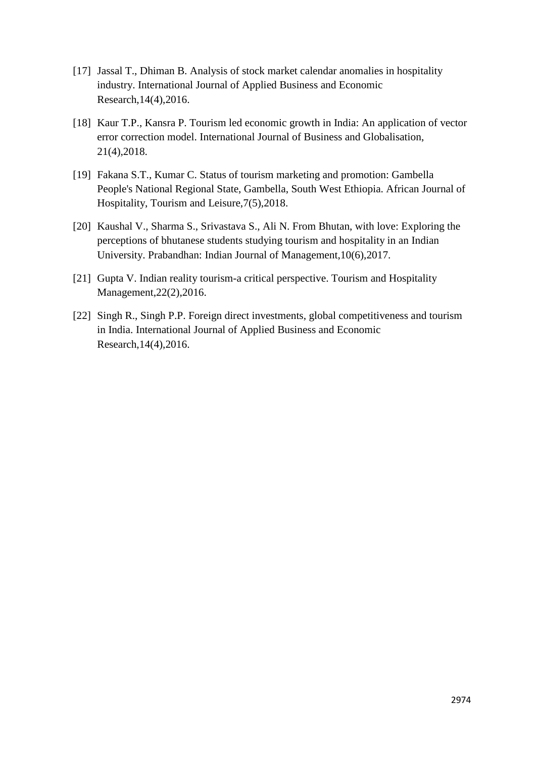[17] Jassal T., Dhiman B. Analysis of stock market calendar anomalies in hospitality industry. International Journal of Applied Business and Economic Research,14(4),2016.

[18] Kaur T.P., Kansra P. Tourism led economic growth in India: An application of vector error correction model. International Journal of Business and Globalisation, 21(4),2018.

[19] Fakana S.T., Kumar C. Status of tourism marketing and promotion: Gambella People's National Regional State, Gambella, South West Ethiopia. African Journal of Hospitality, Tourism and Leisure,7(5),2018.

[20] Kaushal V., Sharma S., Srivastava S., Ali N. From Bhutan, with love: Exploring the perceptions of bhutanese students studying tourism and hospitality in an Indian University. Prabandhan: Indian Journal of Management,10(6),2017.

[21] Gupta V. Indian reality tourism-a critical perspective. Tourism and Hospitality Management,22(2),2016.

[22] Singh R., Singh P.P. Foreign direct investments, global competitiveness and tourism in India. International Journal of Applied Business and Economic Research,14(4),2016.